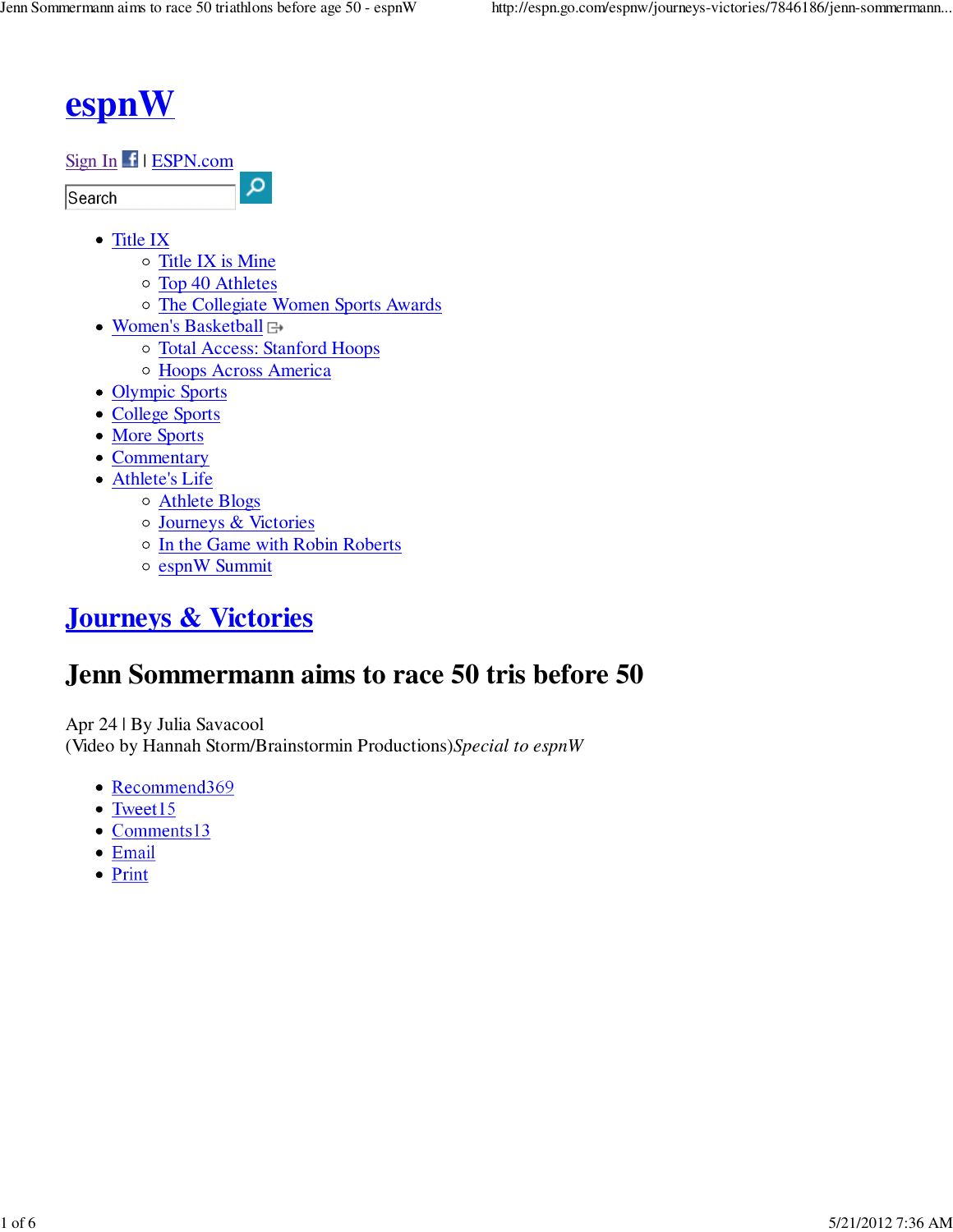# espnW

Sign In | ESPN.com

Search

- Title IX
  - Title IX is Mine
  - Top 40 Athletes
  - The Collegiate Women Sports Awards
- Women's Basketball
  - Total Access: Stanford Hoops
  - Hoops Across America
- Olympic Sports
- College Sports
- More Sports
- Commentary
- Athlete's Life
  - Athlete Blogs
  - Journeys & Victories
  - In the Game with Robin Roberts
  - espnW Summit

## Journeys & Victories

# Jenn Sommermann aims to race 50 tris before 50

Apr 24 | By Julia Savacool
(Video by Hannah Storm/Brainstormin Productions)*Special to espnW*

- Recommend369
- Tweet15
- Comments13
- Email
- Print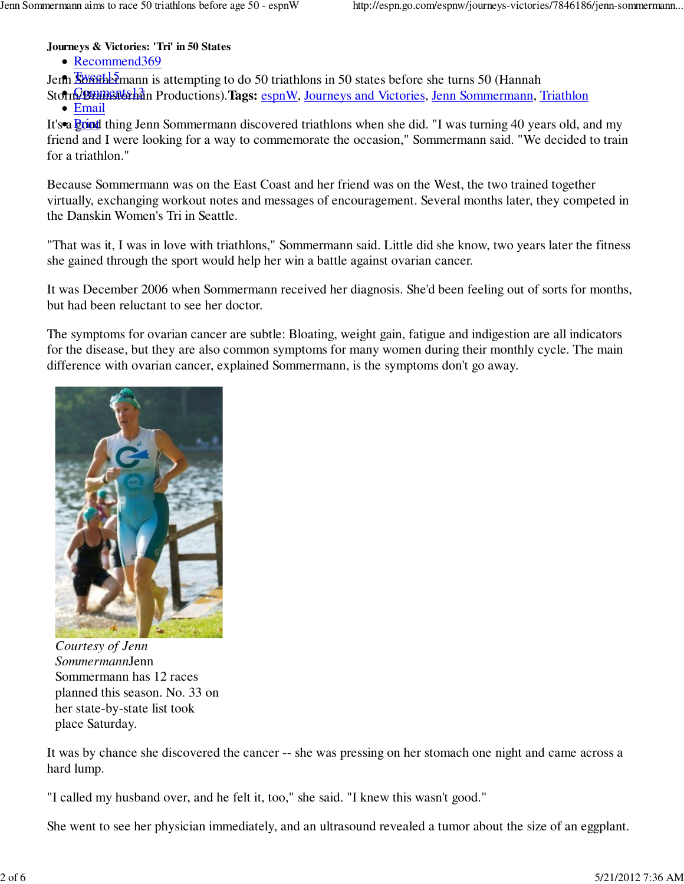**Journeys & Victories: 'Tri' in 50 States**

- Recommend369
- Tweet15
- Comments13
- Email
- Print

Jenn Sommermann is attempting to do 50 triathlons in 50 states before she turns 50 (Hannah Storm/Brainstormin Productions). **Tags:** espnW, Journeys and Victories, Jenn Sommermann, Triathlon

It's a good thing Jenn Sommermann discovered triathlons when she did. "I was turning 40 years old, and my friend and I were looking for a way to commemorate the occasion," Sommermann said. "We decided to train for a triathlon."

Because Sommermann was on the East Coast and her friend was on the West, the two trained together virtually, exchanging workout notes and messages of encouragement. Several months later, they competed in the Danskin Women's Tri in Seattle.

"That was it, I was in love with triathlons," Sommermann said. Little did she know, two years later the fitness she gained through the sport would help her win a battle against ovarian cancer.

It was December 2006 when Sommermann received her diagnosis. She'd been feeling out of sorts for months, but had been reluctant to see her doctor.

The symptoms for ovarian cancer are subtle: Bloating, weight gain, fatigue and indigestion are all indicators for the disease, but they are also common symptoms for many women during their monthly cycle. The main difference with ovarian cancer, explained Sommermann, is the symptoms don't go away.

*Courtesy of Jenn Sommermann* Jenn Sommermann has 12 races planned this season. No. 33 on her state-by-state list took place Saturday.

It was by chance she discovered the cancer -- she was pressing on her stomach one night and came across a hard lump.

"I called my husband over, and he felt it, too," she said. "I knew this wasn't good."

She went to see her physician immediately, and an ultrasound revealed a tumor about the size of an eggplant.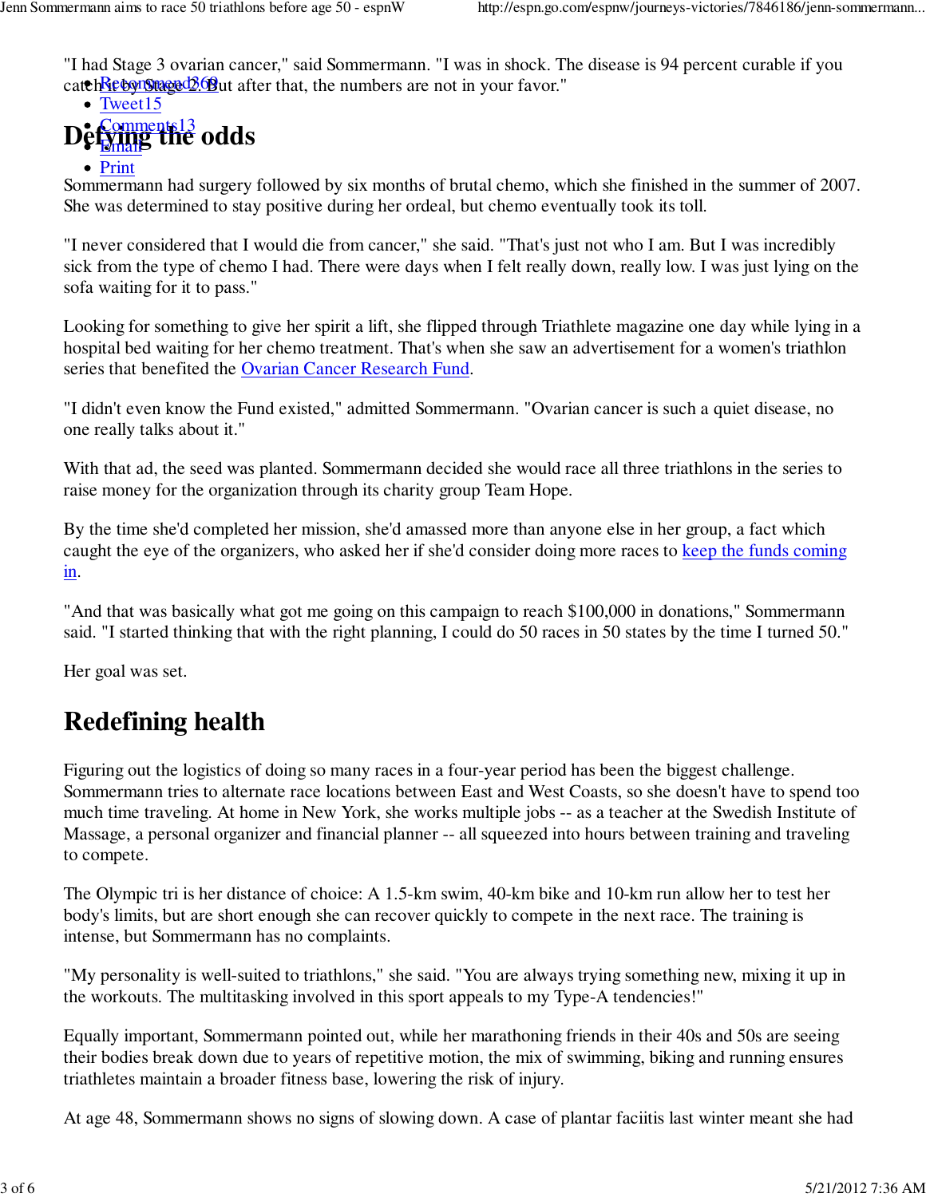"I had Stage 3 ovarian cancer," said Sommermann. "I was in shock. The disease is 94 percent curable if you catch it by Stage 2. But after that, the numbers are not in your favor."

## Defying the odds

Sommermann had surgery followed by six months of brutal chemo, which she finished in the summer of 2007. She was determined to stay positive during her ordeal, but chemo eventually took its toll.

"I never considered that I would die from cancer," she said. "That's just not who I am. But I was incredibly sick from the type of chemo I had. There were days when I felt really down, really low. I was just lying on the sofa waiting for it to pass."

Looking for something to give her spirit a lift, she flipped through Triathlete magazine one day while lying in a hospital bed waiting for her chemo treatment. That's when she saw an advertisement for a women's triathlon series that benefited the Ovarian Cancer Research Fund.

"I didn't even know the Fund existed," admitted Sommermann. "Ovarian cancer is such a quiet disease, no one really talks about it."

With that ad, the seed was planted. Sommermann decided she would race all three triathlons in the series to raise money for the organization through its charity group Team Hope.

By the time she'd completed her mission, she'd amassed more than anyone else in her group, a fact which caught the eye of the organizers, who asked her if she'd consider doing more races to keep the funds coming in.

"And that was basically what got me going on this campaign to reach $100,000 in donations," Sommermann said. "I started thinking that with the right planning, I could do 50 races in 50 states by the time I turned 50."

Her goal was set.

## Redefining health

Figuring out the logistics of doing so many races in a four-year period has been the biggest challenge. Sommermann tries to alternate race locations between East and West Coasts, so she doesn't have to spend too much time traveling. At home in New York, she works multiple jobs -- as a teacher at the Swedish Institute of Massage, a personal organizer and financial planner -- all squeezed into hours between training and traveling to compete.

The Olympic tri is her distance of choice: A 1.5-km swim, 40-km bike and 10-km run allow her to test her body's limits, but are short enough she can recover quickly to compete in the next race. The training is intense, but Sommermann has no complaints.

"My personality is well-suited to triathlons," she said. "You are always trying something new, mixing it up in the workouts. The multitasking involved in this sport appeals to my Type-A tendencies!"

Equally important, Sommermann pointed out, while her marathoning friends in their 40s and 50s are seeing their bodies break down due to years of repetitive motion, the mix of swimming, biking and running ensures triathletes maintain a broader fitness base, lowering the risk of injury.

At age 48, Sommermann shows no signs of slowing down. A case of plantar faciitis last winter meant she had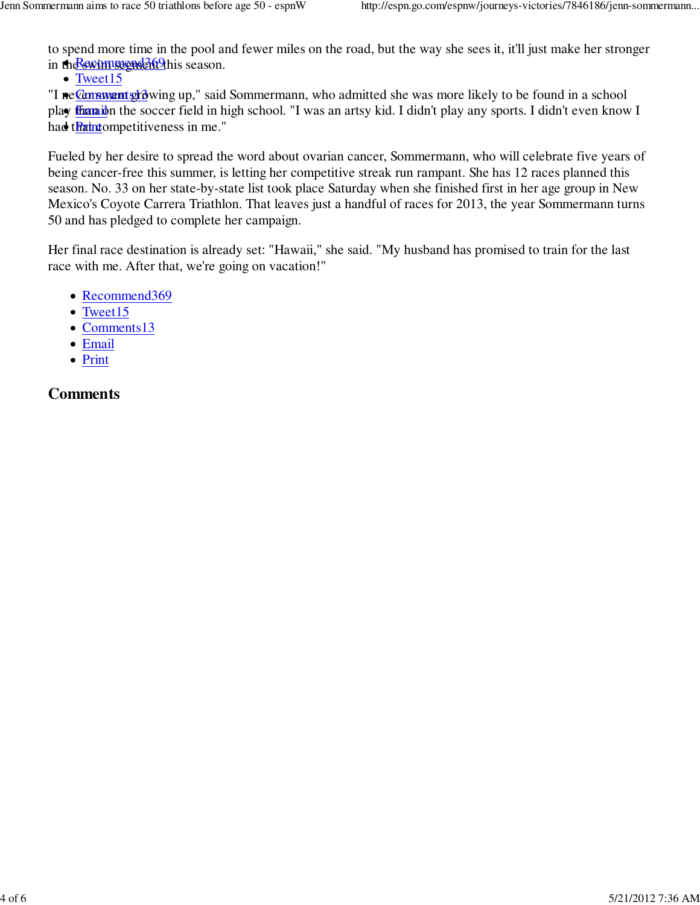to spend more time in the pool and fewer miles on the road, but the way she sees it, it'll just make her stronger in the swim segment this season.

- Recommend369
- Tweet15
- Comments13
- Email
- Print

"I never swam growing up," said Sommermann, who admitted she was more likely to be found in a school play than on the soccer field in high school. "I was an artsy kid. I didn't play any sports. I didn't even know I had that competitiveness in me."

Fueled by her desire to spread the word about ovarian cancer, Sommermann, who will celebrate five years of being cancer-free this summer, is letting her competitive streak run rampant. She has 12 races planned this season. No. 33 on her state-by-state list took place Saturday when she finished first in her age group in New Mexico's Coyote Carrera Triathlon. That leaves just a handful of races for 2013, the year Sommermann turns 50 and has pledged to complete her campaign.

Her final race destination is already set: "Hawaii," she said. "My husband has promised to train for the last race with me. After that, we're going on vacation!"

- Recommend369
- Tweet15
- Comments13
- Email
- Print

## Comments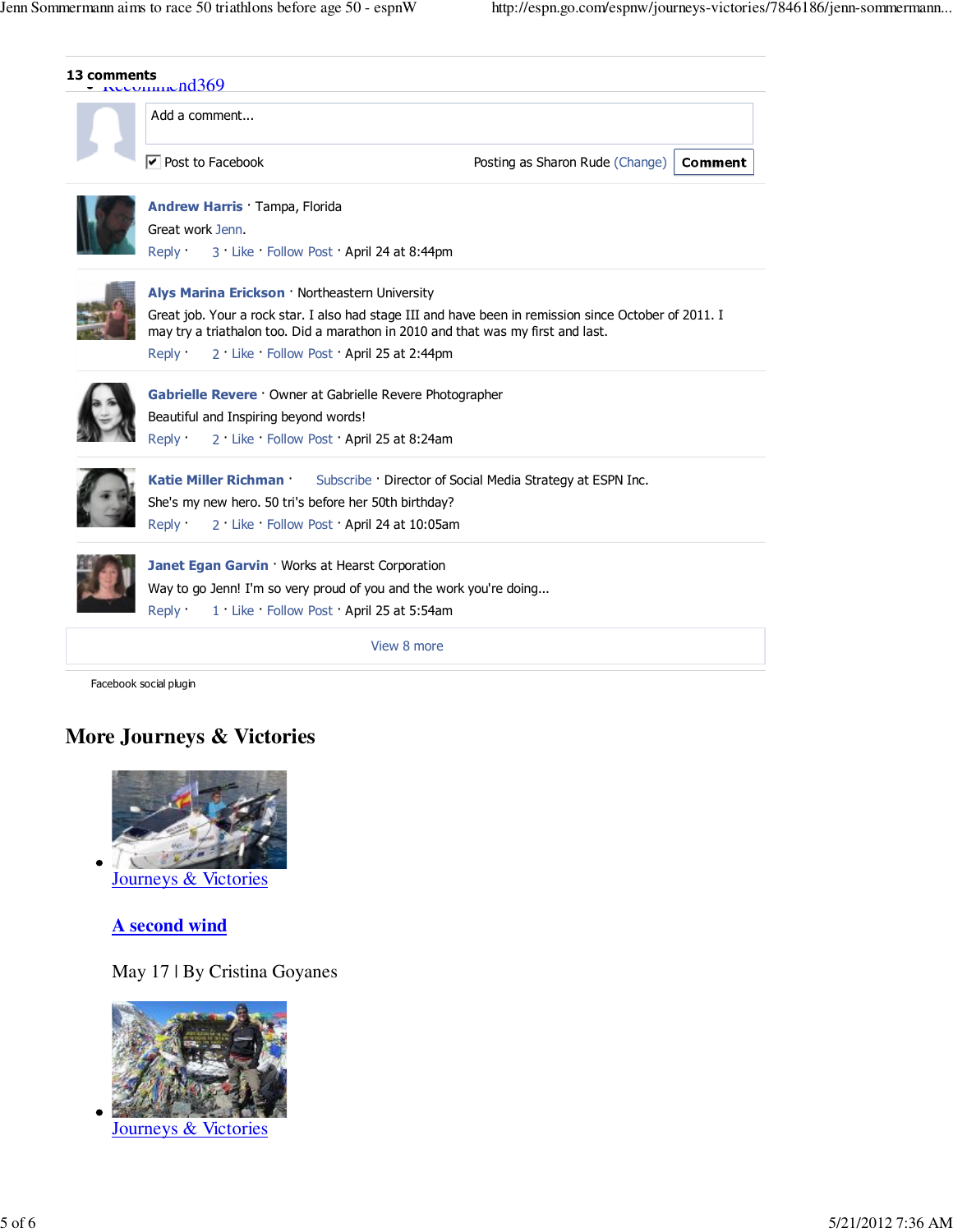13 comments

Add a comment...

Post to Facebook

Posting as Sharon Rude (Change) **Comment**

**Andrew Harris** · Tampa, Florida

Great work Jenn.

Reply · 3 · Like · Follow Post · April 24 at 8:44pm

**Alys Marina Erickson** · Northeastern University

Great job. Your a rock star. I also had stage III and have been in remission since October of 2011. I may try a triathalon too. Did a marathon in 2010 and that was my first and last.

Reply · 2 · Like · Follow Post · April 25 at 2:44pm

**Gabrielle Revere** · Owner at Gabrielle Revere Photographer

Beautiful and Inspiring beyond words!

Reply · 2 · Like · Follow Post · April 25 at 8:24am

**Katie Miller Richman** · Subscribe · Director of Social Media Strategy at ESPN Inc.

She's my new hero. 50 tri's before her 50th birthday?

Reply · 2 · Like · Follow Post · April 24 at 10:05am

**Janet Egan Garvin** · Works at Hearst Corporation

Way to go Jenn! I'm so very proud of you and the work you're doing...

Reply · 1 · Like · Follow Post · April 25 at 5:54am

View 8 more

Facebook social plugin

## More Journeys & Victories

- Journeys & Victories

  **A second wind**

  May 17 | By Cristina Goyanes

- Journeys & Victories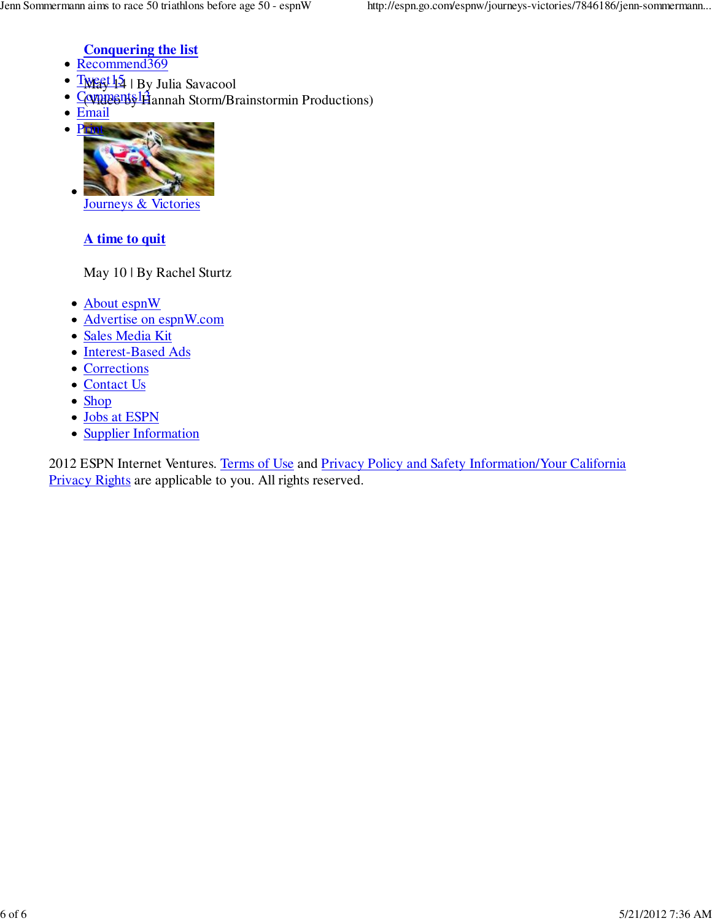**Conquering the list**

- Recommend369
- Tweet15
- Comments13
- Email
- Print

May 14 | By Julia Savacool

(Video by Hannah Storm/Brainstormin Productions)

- Journeys & Victories

**A time to quit**

May 10 | By Rachel Sturtz

- About espnW
- Advertise on espnW.com
- Sales Media Kit
- Interest-Based Ads
- Corrections
- Contact Us
- Shop
- Jobs at ESPN
- Supplier Information

2012 ESPN Internet Ventures. Terms of Use and Privacy Policy and Safety Information/Your California Privacy Rights are applicable to you. All rights reserved.